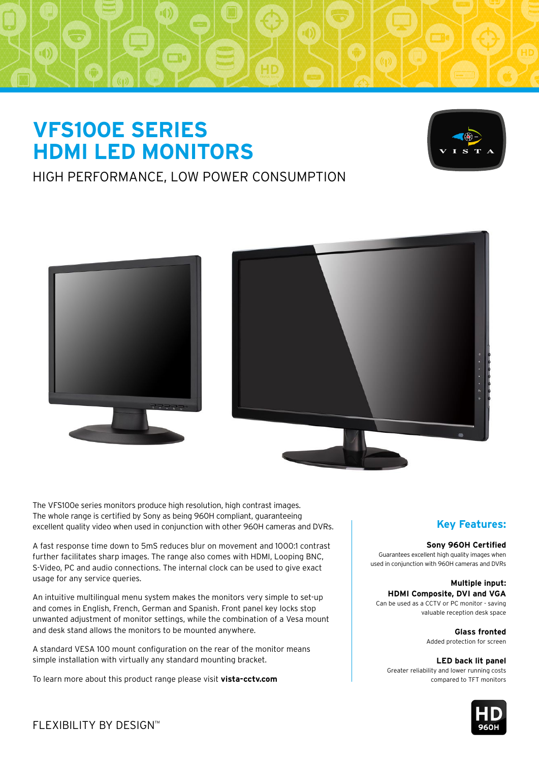# VFS100E SERIES HDMI LED MONITORS

## HIGH PERFORMANCE, LOW POWER CONSUMPTION

The VFS100e series monitors produce high resolution, high contrast images. The whole range is certified by Sony as being 960H compliant, guaranteeing excellent quality video when used in conjunction with other 960H cameras and DVRs.

A fast response time down to 5mS reduces blur on movement and 1000:1 contrast further facilitates sharp images. The range also comes with HDMI, Looping BNC, S-Video, PC and audio connections. The internal clock can be used to give exact usage for any service queries.

An intuitive multilingual menu system makes the monitors very simple to set-up and comes in English, French, German and Spanish. Front panel key locks stop unwanted adjustment of monitor settings, while the combination of a Vesa mount and desk stand allows the monitors to be mounted anywhere.

A standard VESA 100 mount configuration on the rear of the monitor means simple installation with virtually any standard mounting bracket.

To learn more about this product range please visit **vista-cctv.com**

### Key Features:

**Sony 960H Certified**
Guarantees excellent high quality images when used in conjunction with 960H cameras and DVRs

**Multiple input: HDMI Composite, DVI and VGA**
Can be used as a CCTV or PC monitor - saving valuable reception desk space

**Glass fronted**
Added protection for screen

**LED back lit panel**
Greater reliability and lower running costs compared to TFT monitors

FLEXIBILITY BY DESIGN™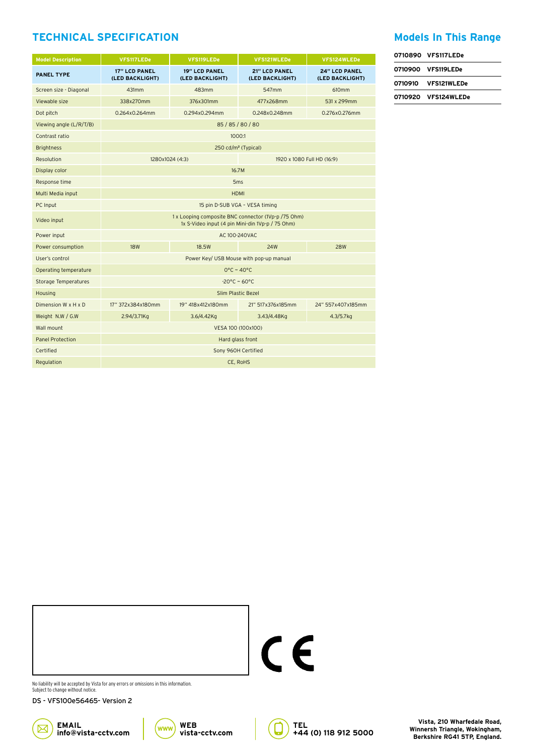## TECHNICAL SPECIFICATION

| Model Description | VFS117LEDe | VFS119LEDe | VFS121WLEDe | VFS124WLEDe |
|---|---|---|---|---|
| **PANEL TYPE** | **17" LCD PANEL (LED BACKLIGHT)** | **19" LCD PANEL (LED BACKLIGHT)** | **21" LCD PANEL (LED BACKLIGHT)** | **24" LCD PANEL (LED BACKLIGHT)** |
| Screen size - Diagonal | 431mm | 483mm | 547mm | 610mm |
| Viewable size | 338x270mm | 376x301mm | 477x268mm | 531 x 299mm |
| Dot pitch | 0.264x0.264mm | 0.294x0.294mm | 0.248x0.248mm | 0.276x0.276mm |
| Viewing angle (L/R/T/B) | 85 / 85 / 80 / 80 | | | |
| Contrast ratio | 1000:1 | | | |
| Brightness | 250 cd/m² (Typical) | | | |
| Resolution | 1280x1024 (4:3) | | 1920 x 1080 Full HD (16:9) | |
| Display color | 16.7M | | | |
| Response time | 5ms | | | |
| Multi Media input | HDMI | | | |
| PC Input | 15 pin D-SUB VGA - VESA timing | | | |
| Video input | 1 x Looping composite BNC connector (1Vp-p /75 Ohm) 1x S-Video input (4 pin Mini-din 1Vp-p / 75 Ohm) | | | |
| Power input | AC 100-240VAC | | | |
| Power consumption | 18W | 18.5W | 24W | 28W |
| User's control | Power Key/ USB Mouse with pop-up manual | | | |
| Operating temperature | 0°C ~ 40°C | | | |
| Storage Temperatures | -20°C ~ 60°C | | | |
| Housing | Slim Plastic Bezel | | | |
| Dimension W x H x D | 17" 372x384x180mm | 19" 418x412x180mm | 21" 517x376x185mm | 24" 557x407x185mm |
| Weight N.W / G.W | 2.94/3.71Kg | 3.6/4.42Kg | 3.43/4.48Kg | 4.3/5.7kg |
| Wall mount | VESA 100 (100x100) | | | |
| Panel Protection | Hard glass front | | | |
| Certified | Sony 960H Certified | | | |
| Regulation | CE, RoHS | | | |

## Models In This Range

| | |
|---|---|
| **0710890** | **VFS117LEDe** |
| **0710900** | **VFS119LEDe** |
| **0710910** | **VFS121WLEDe** |
| **0710920** | **VFS124WLEDe** |

No liability will be accepted by Vista for any errors or omissions in this information.
Subject to change without notice.

DS - VFS100e56465- Version 2

**EMAIL**
**info@vista-cctv.com**

**WEB**
**vista-cctv.com**

**TEL**
**+44 (0) 118 912 5000**

**Vista, 210 Wharfedale Road, Winnersh Triangle, Wokingham, Berkshire RG41 5TP, England.**